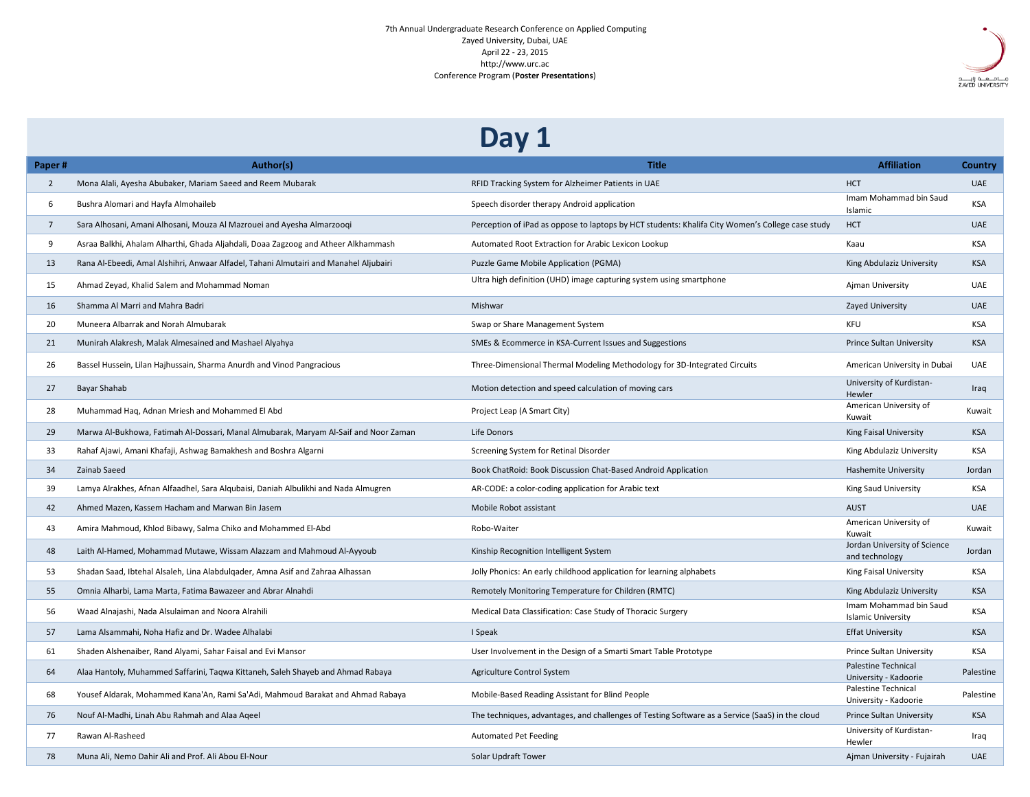7th Annual Undergraduate Research Conference on Applied Computing
Zayed University, Dubai, UAE
April 22 - 23, 2015
http://www.urc.ac
Conference Program (**Poster Presentations**)

# Day 1

| Paper # | Author(s) | Title | Affiliation | Country |
|---|---|---|---|---|
| 2 | Mona Alali, Ayesha Abubaker, Mariam Saeed and Reem Mubarak | RFID Tracking System for Alzheimer Patients in UAE | HCT | UAE |
| 6 | Bushra Alomari and Hayfa Almohaileb | Speech disorder therapy Android application | Imam Mohammad bin Saud Islamic | KSA |
| 7 | Sara Alhosani, Amani Alhosani, Mouza Al Mazrouei and Ayesha Almarzooqi | Perception of iPad as oppose to laptops by HCT students: Khalifa City Women's College case study | HCT | UAE |
| 9 | Asraa Balkhi, Ahalam Alharthi, Ghada Aljahdali, Doaa Zagzoog and Atheer Alkhammash | Automated Root Extraction for Arabic Lexicon Lookup | Kaau | KSA |
| 13 | Rana Al-Ebeedi, Amal Alshihri, Anwaar Alfadel, Tahani Almutairi and Manahel Aljubairi | Puzzle Game Mobile Application (PGMA) | King Abdulaziz University | KSA |
| 15 | Ahmad Zeyad, Khalid Salem and Mohammad Noman | Ultra high definition (UHD) image capturing system using smartphone | Ajman University | UAE |
| 16 | Shamma Al Marri and Mahra Badri | Mishwar | Zayed University | UAE |
| 20 | Muneera Albarrak and Norah Almubarak | Swap or Share Management System | KFU | KSA |
| 21 | Munirah Alakresh, Malak Almesained and Mashael Alyahya | SMEs & Ecommerce in KSA-Current Issues and Suggestions | Prince Sultan University | KSA |
| 26 | Bassel Hussein, Lilan Hajhussain, Sharma Anurdh and Vinod Pangracious | Three-Dimensional Thermal Modeling Methodology for 3D-Integrated Circuits | American University in Dubai | UAE |
| 27 | Bayar Shahab | Motion detection and speed calculation of moving cars | University of Kurdistan-Hewler | Iraq |
| 28 | Muhammad Haq, Adnan Mriesh and Mohammed El Abd | Project Leap (A Smart City) | American University of Kuwait | Kuwait |
| 29 | Marwa Al-Bukhowa, Fatimah Al-Dossari, Manal Almubarak, Maryam Al-Saif and Noor Zaman | Life Donors | King Faisal University | KSA |
| 33 | Rahaf Ajawi, Amani Khafaji, Ashwag Bamakhesh and Boshra Algarni | Screening System for Retinal Disorder | King Abdulaziz University | KSA |
| 34 | Zainab Saeed | Book ChatRoid: Book Discussion Chat-Based Android Application | Hashemite University | Jordan |
| 39 | Lamya Alrakhes, Afnan Alfaadhel, Sara Alqubaisi, Daniah Albulikhi and Nada Almugren | AR-CODE: a color-coding application for Arabic text | King Saud University | KSA |
| 42 | Ahmed Mazen, Kassem Hacham and Marwan Bin Jasem | Mobile Robot assistant | AUST | UAE |
| 43 | Amira Mahmoud, Khlod Bibawy, Salma Chiko and Mohammed El-Abd | Robo-Waiter | American University of Kuwait | Kuwait |
| 48 | Laith Al-Hamed, Mohammad Mutawe, Wissam Alazzam and Mahmoud Al-Ayyoub | Kinship Recognition Intelligent System | Jordan University of Science and technology | Jordan |
| 53 | Shadan Saad, Ibtehal Alsaleh, Lina Alabdulqader, Amna Asif and Zahraa Alhassan | Jolly Phonics: An early childhood application for learning alphabets | King Faisal University | KSA |
| 55 | Omnia Alharbi, Lama Marta, Fatima Bawazeer and Abrar Alnahdi | Remotely Monitoring Temperature for Children (RMTC) | King Abdulaziz University | KSA |
| 56 | Waad Alnajashi, Nada Alsulaiman and Noora Alrahili | Medical Data Classification: Case Study of Thoracic Surgery | Imam Mohammad bin Saud Islamic University | KSA |
| 57 | Lama Alsammahi, Noha Hafiz and Dr. Wadee Alhalabi | I Speak | Effat University | KSA |
| 61 | Shaden Alshenaiber, Rand Alyami, Sahar Faisal and Evi Mansor | User Involvement in the Design of a Smarti Smart Table Prototype | Prince Sultan University | KSA |
| 64 | Alaa Hantoly, Muhammed Saffarini, Taqwa Kittaneh, Saleh Shayeb and Ahmad Rabaya | Agriculture Control System | Palestine Technical University - Kadoorie | Palestine |
| 68 | Yousef Aldarak, Mohammed Kana'An, Rami Sa'Adi, Mahmoud Barakat and Ahmad Rabaya | Mobile-Based Reading Assistant for Blind People | Palestine Technical University - Kadoorie | Palestine |
| 76 | Nouf Al-Madhi, Linah Abu Rahmah and Alaa Aqeel | The techniques, advantages, and challenges of Testing Software as a Service (SaaS) in the cloud | Prince Sultan University | KSA |
| 77 | Rawan Al-Rasheed | Automated Pet Feeding | University of Kurdistan-Hewler | Iraq |
| 78 | Muna Ali, Nemo Dahir Ali and Prof. Ali Abou El-Nour | Solar Updraft Tower | Ajman University - Fujairah | UAE |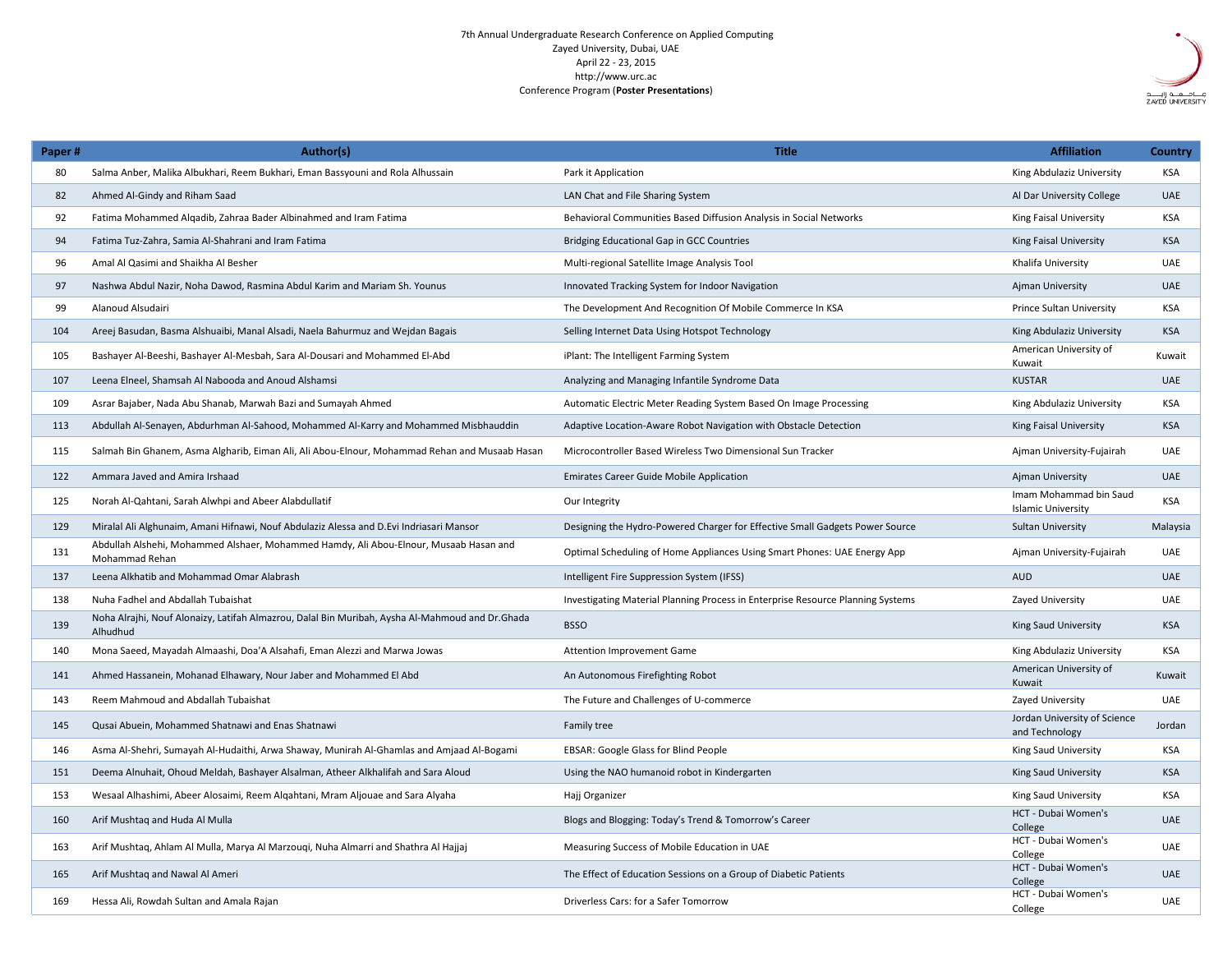7th Annual Undergraduate Research Conference on Applied Computing
Zayed University, Dubai, UAE
April 22 - 23, 2015
http://www.urc.ac
Conference Program (**Poster Presentations**)

| Paper # | Author(s) | Title | Affiliation | Country |
|---|---|---|---|---|
| 80 | Salma Anber, Malika Albukhari, Reem Bukhari, Eman Bassyouni and Rola Alhussain | Park it Application | King Abdulaziz University | KSA |
| 82 | Ahmed Al-Gindy and Riham Saad | LAN Chat and File Sharing System | Al Dar University College | UAE |
| 92 | Fatima Mohammed Alqadib, Zahraa Bader Albinahmed and Iram Fatima | Behavioral Communities Based Diffusion Analysis in Social Networks | King Faisal University | KSA |
| 94 | Fatima Tuz-Zahra, Samia Al-Shahrani and Iram Fatima | Bridging Educational Gap in GCC Countries | King Faisal University | KSA |
| 96 | Amal Al Qasimi and Shaikha Al Besher | Multi-regional Satellite Image Analysis Tool | Khalifa University | UAE |
| 97 | Nashwa Abdul Nazir, Noha Dawod, Rasmina Abdul Karim and Mariam Sh. Younus | Innovated Tracking System for Indoor Navigation | Ajman University | UAE |
| 99 | Alanoud Alsudairi | The Development And Recognition Of Mobile Commerce In KSA | Prince Sultan University | KSA |
| 104 | Areej Basudan, Basma Alshuaibi, Manal Alsadi, Naela Bahurmuz and Wejdan Bagais | Selling Internet Data Using Hotspot Technology | King Abdulaziz University | KSA |
| 105 | Bashayer Al-Beeshi, Bashayer Al-Mesbah, Sara Al-Dousari and Mohammed El-Abd | iPlant: The Intelligent Farming System | American University of Kuwait | Kuwait |
| 107 | Leena Elneel, Shamsah Al Nabooda and Anoud Alshamsi | Analyzing and Managing Infantile Syndrome Data | KUSTAR | UAE |
| 109 | Asrar Bajaber, Nada Abu Shanab, Marwah Bazi and Sumayah Ahmed | Automatic Electric Meter Reading System Based On Image Processing | King Abdulaziz University | KSA |
| 113 | Abdullah Al-Senayen, Abdurhman Al-Sahood, Mohammed Al-Karry and Mohammed Misbhauddin | Adaptive Location-Aware Robot Navigation with Obstacle Detection | King Faisal University | KSA |
| 115 | Salmah Bin Ghanem, Asma Algharib, Eiman Ali, Ali Abou-Elnour, Mohammad Rehan and Musaab Hasan | Microcontroller Based Wireless Two Dimensional Sun Tracker | Ajman University-Fujairah | UAE |
| 122 | Ammara Javed and Amira Irshaad | Emirates Career Guide Mobile Application | Ajman University | UAE |
| 125 | Norah Al-Qahtani, Sarah Alwhpi and Abeer Alabdullatif | Our Integrity | Imam Mohammad bin Saud Islamic University | KSA |
| 129 | Miralal Ali Alghunaim, Amani Hifnawi, Nouf Abdulaziz Alessa and D.Evi Indriasari Mansor | Designing the Hydro-Powered Charger for Effective Small Gadgets Power Source | Sultan University | Malaysia |
| 131 | Abdullah Alshehi, Mohammed Alshaer, Mohammed Hamdy, Ali Abou-Elnour, Musaab Hasan and Mohammad Rehan | Optimal Scheduling of Home Appliances Using Smart Phones: UAE Energy App | Ajman University-Fujairah | UAE |
| 137 | Leena Alkhatib and Mohammad Omar Alabrash | Intelligent Fire Suppression System (IFSS) | AUD | UAE |
| 138 | Nuha Fadhel and Abdallah Tubaishat | Investigating Material Planning Process in Enterprise Resource Planning Systems | Zayed University | UAE |
| 139 | Noha Alrajhi, Nouf Alonaizy, Latifah Almazrou, Dalal Bin Muribah, Aysha Al-Mahmoud and Dr.Ghada Alhudhud | BSSO | King Saud University | KSA |
| 140 | Mona Saeed, Mayadah Almaashi, Doa'A Alsahafi, Eman Alezzi and Marwa Jowas | Attention Improvement Game | King Abdulaziz University | KSA |
| 141 | Ahmed Hassanein, Mohanad Elhawary, Nour Jaber and Mohammed El Abd | An Autonomous Firefighting Robot | American University of Kuwait | Kuwait |
| 143 | Reem Mahmoud and Abdallah Tubaishat | The Future and Challenges of U-commerce | Zayed University | UAE |
| 145 | Qusai Abuein, Mohammed Shatnawi and Enas Shatnawi | Family tree | Jordan University of Science and Technology | Jordan |
| 146 | Asma Al-Shehri, Sumayah Al-Hudaithi, Arwa Shaway, Munirah Al-Ghamlas and Amjaad Al-Bogami | EBSAR: Google Glass for Blind People | King Saud University | KSA |
| 151 | Deema Alnuhait, Ohoud Meldah, Bashayer Alsalman, Atheer Alkhalifah and Sara Aloud | Using the NAO humanoid robot in Kindergarten | King Saud University | KSA |
| 153 | Wesaal Alhashimi, Abeer Alosaimi, Reem Alqahtani, Mram Aljouae and Sara Alyaha | Hajj Organizer | King Saud University | KSA |
| 160 | Arif Mushtaq and Huda Al Mulla | Blogs and Blogging: Today's Trend & Tomorrow's Career | HCT - Dubai Women's College | UAE |
| 163 | Arif Mushtaq, Ahlam Al Mulla, Marya Al Marzouqi, Nuha Almarri and Shathra Al Hajjaj | Measuring Success of Mobile Education in UAE | HCT - Dubai Women's College | UAE |
| 165 | Arif Mushtaq and Nawal Al Ameri | The Effect of Education Sessions on a Group of Diabetic Patients | HCT - Dubai Women's College | UAE |
| 169 | Hessa Ali, Rowdah Sultan and Amala Rajan | Driverless Cars: for a Safer Tomorrow | HCT - Dubai Women's College | UAE |